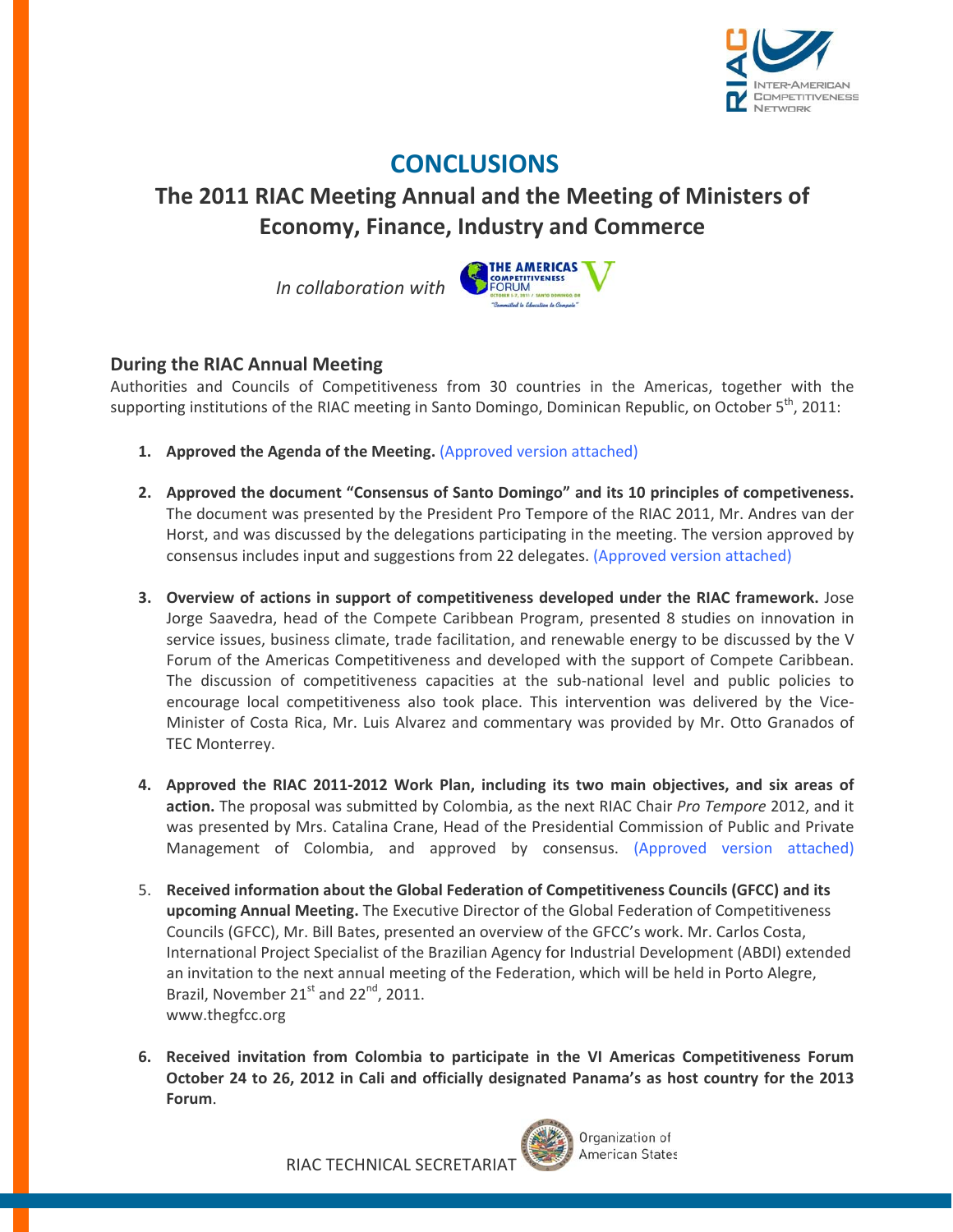# CONCLUSIONS

## The 2011 RIAC Meeting Annual and the Meeting of Ministers of Economy, Finance, Industry and Commerce

*In collaboration with*

### During the RIAC Annual Meeting

Authorities and Councils of Competitiveness from 30 countries in the Americas, together with the supporting institutions of the RIAC meeting in Santo Domingo, Dominican Republic, on October 5th, 2011:

1. **Approved the Agenda of the Meeting.** (Approved version attached)

2. **Approved the document "Consensus of Santo Domingo" and its 10 principles of competeveness.** The document was presented by the President Pro Tempore of the RIAC 2011, Mr. Andres van der Horst, and was discussed by the delegations participating in the meeting. The version approved by consensus includes input and suggestions from 22 delegates. (Approved version attached)

3. **Overview of actions in support of competitiveness developed under the RIAC framework.** Jose Jorge Saavedra, head of the Compete Caribbean Program, presented 8 studies on innovation in service issues, business climate, trade facilitation, and renewable energy to be discussed by the V Forum of the Americas Competitiveness and developed with the support of Compete Caribbean. The discussion of competitiveness capacities at the sub-national level and public policies to encourage local competitiveness also took place. This intervention was delivered by the Vice-Minister of Costa Rica, Mr. Luis Alvarez and commentary was provided by Mr. Otto Granados of TEC Monterrey.

4. **Approved the RIAC 2011-2012 Work Plan, including its two main objectives, and six areas of action.** The proposal was submitted by Colombia, as the next RIAC Chair *Pro Tempore* 2012, and it was presented by Mrs. Catalina Crane, Head of the Presidential Commission of Public and Private Management of Colombia, and approved by consensus. (Approved version attached)

5. **Received information about the Global Federation of Competitiveness Councils (GFCC) and its upcoming Annual Meeting.** The Executive Director of the Global Federation of Competitiveness Councils (GFCC), Mr. Bill Bates, presented an overview of the GFCC's work. Mr. Carlos Costa, International Project Specialist of the Brazilian Agency for Industrial Development (ABDI) extended an invitation to the next annual meeting of the Federation, which will be held in Porto Alegre, Brazil, November 21st and 22nd, 2011.
   www.thegfcc.org

6. **Received invitation from Colombia to participate in the VI Americas Competitiveness Forum October 24 to 26, 2012 in Cali and officially designated Panama's as host country for the 2013 Forum**.

RIAC TECHNICAL SECRETARIAT — Organization of American States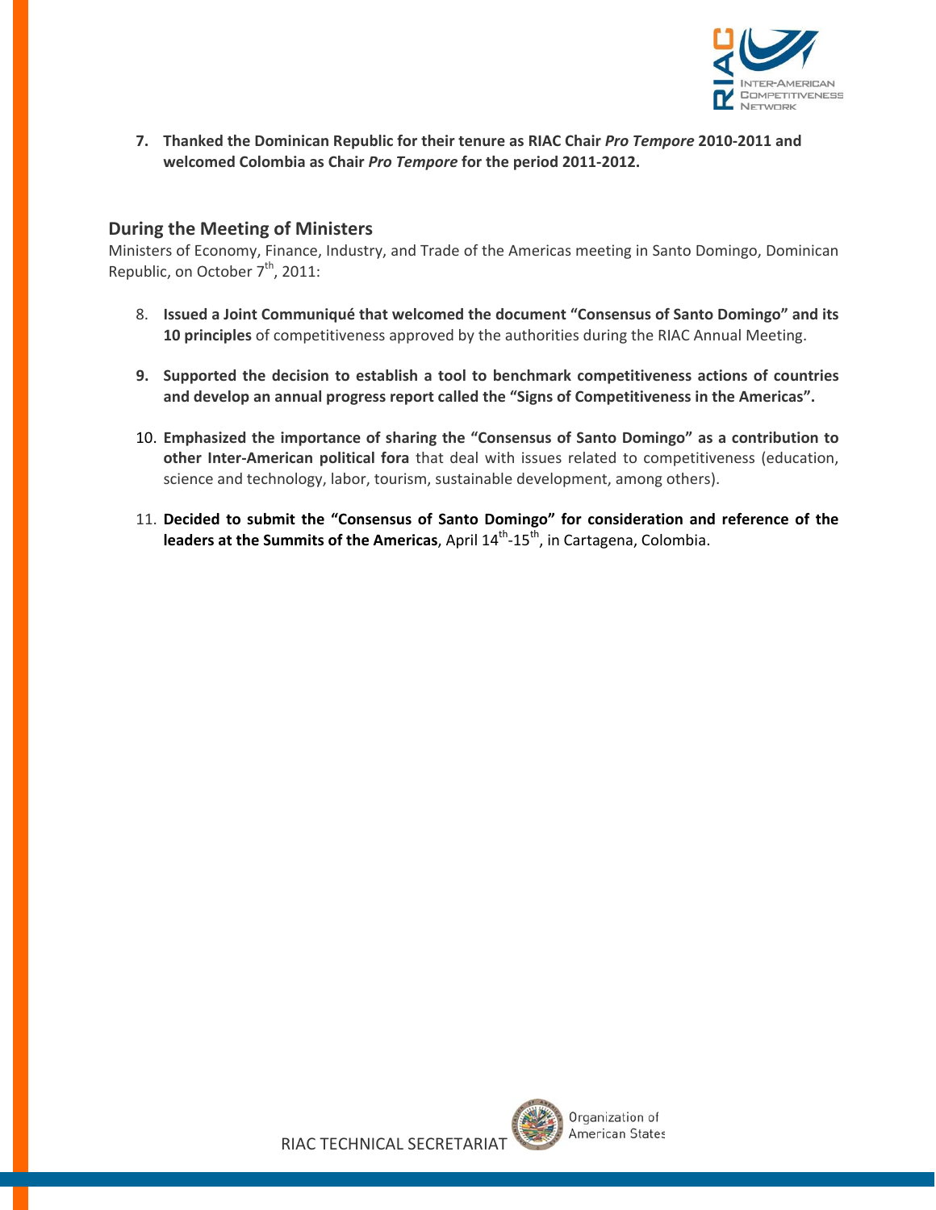7. **Thanked the Dominican Republic for their tenure as RIAC Chair *Pro Tempore* 2010-2011 and welcomed Colombia as Chair *Pro Tempore* for the period 2011-2012.**

## During the Meeting of Ministers

Ministers of Economy, Finance, Industry, and Trade of the Americas meeting in Santo Domingo, Dominican Republic, on October 7th, 2011:

8. **Issued a Joint Communiqué that welcomed the document "Consensus of Santo Domingo" and its 10 principles** of competitiveness approved by the authorities during the RIAC Annual Meeting.

9. **Supported the decision to establish a tool to benchmark competitiveness actions of countries and develop an annual progress report called the "Signs of Competitiveness in the Americas".**

10. **Emphasized the importance of sharing the "Consensus of Santo Domingo" as a contribution to other Inter-American political fora** that deal with issues related to competitiveness (education, science and technology, labor, tourism, sustainable development, among others).

11. **Decided to submit the "Consensus of Santo Domingo" for consideration and reference of the leaders at the Summits of the Americas**, April 14th-15th, in Cartagena, Colombia.